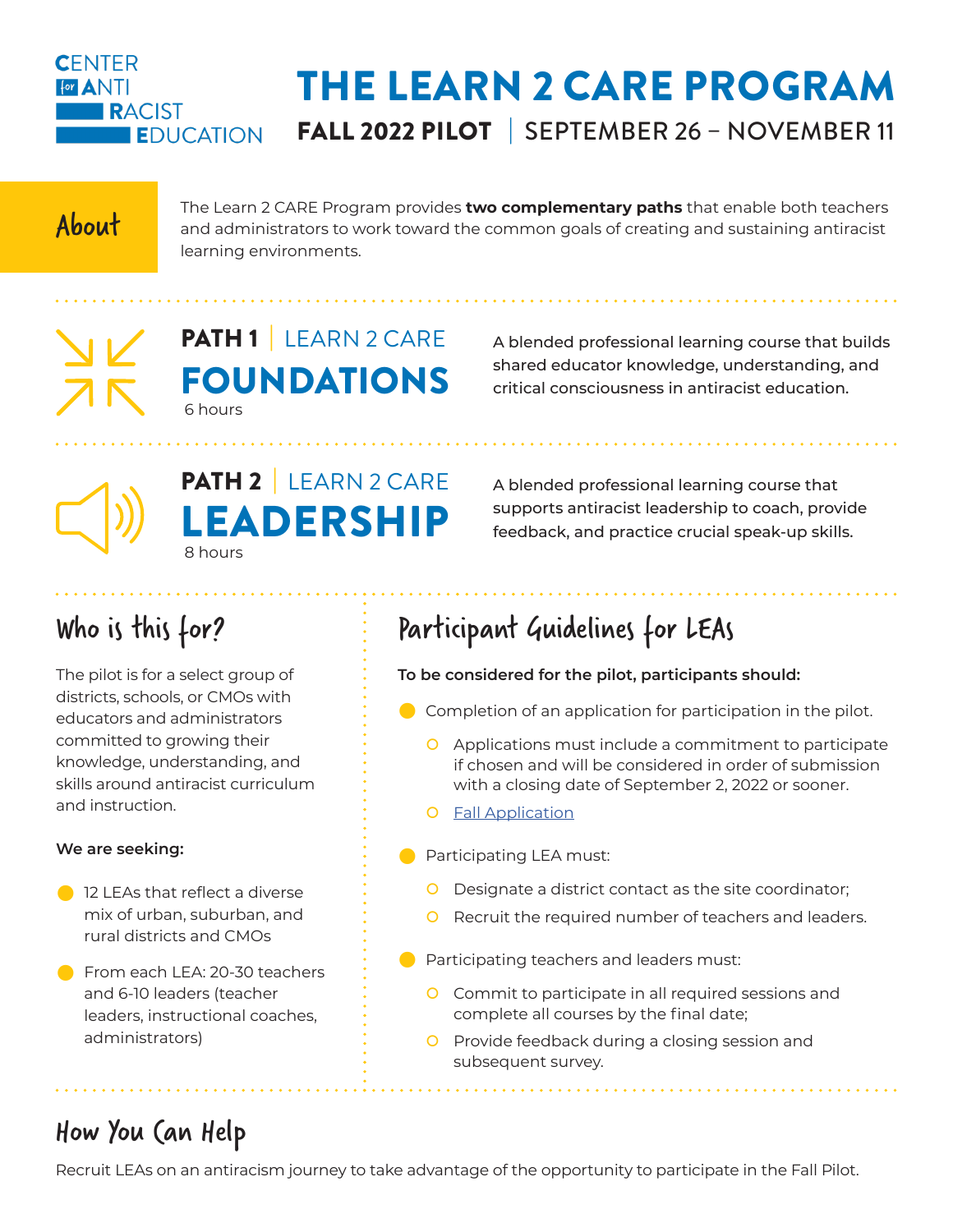CENTER for ANTI RACIST EDUCATION

# THE LEARN 2 CARE PROGRAM

**FALL 2022 PILOT** | SEPTEMBER 26 – NOVEMBER 11

## About

The Learn 2 CARE Program provides **two complementary paths** that enable both teachers and administrators to work toward the common goals of creating and sustaining antiracist learning environments.

### PATH 1 | LEARN 2 CARE FOUNDATIONS

6 hours

A blended professional learning course that builds shared educator knowledge, understanding, and critical consciousness in antiracist education.

### PATH 2 | LEARN 2 CARE LEADERSHIP

8 hours

A blended professional learning course that supports antiracist leadership to coach, provide feedback, and practice crucial speak-up skills.

## Who is this for?

The pilot is for a select group of districts, schools, or CMOs with educators and administrators committed to growing their knowledge, understanding, and skills around antiracist curriculum and instruction.

**We are seeking:**

- 12 LEAs that reflect a diverse mix of urban, suburban, and rural districts and CMOs
- From each LEA: 20-30 teachers and 6-10 leaders (teacher leaders, instructional coaches, administrators)

## Participant Guidelines for LEAs

**To be considered for the pilot, participants should:**

- Completion of an application for participation in the pilot.
  - Applications must include a commitment to participate if chosen and will be considered in order of submission with a closing date of September 2, 2022 or sooner.
  - Fall Application
- Participating LEA must:
  - Designate a district contact as the site coordinator;
  - Recruit the required number of teachers and leaders.
- Participating teachers and leaders must:
  - Commit to participate in all required sessions and complete all courses by the final date;
  - Provide feedback during a closing session and subsequent survey.

## How You Can Help

Recruit LEAs on an antiracism journey to take advantage of the opportunity to participate in the Fall Pilot.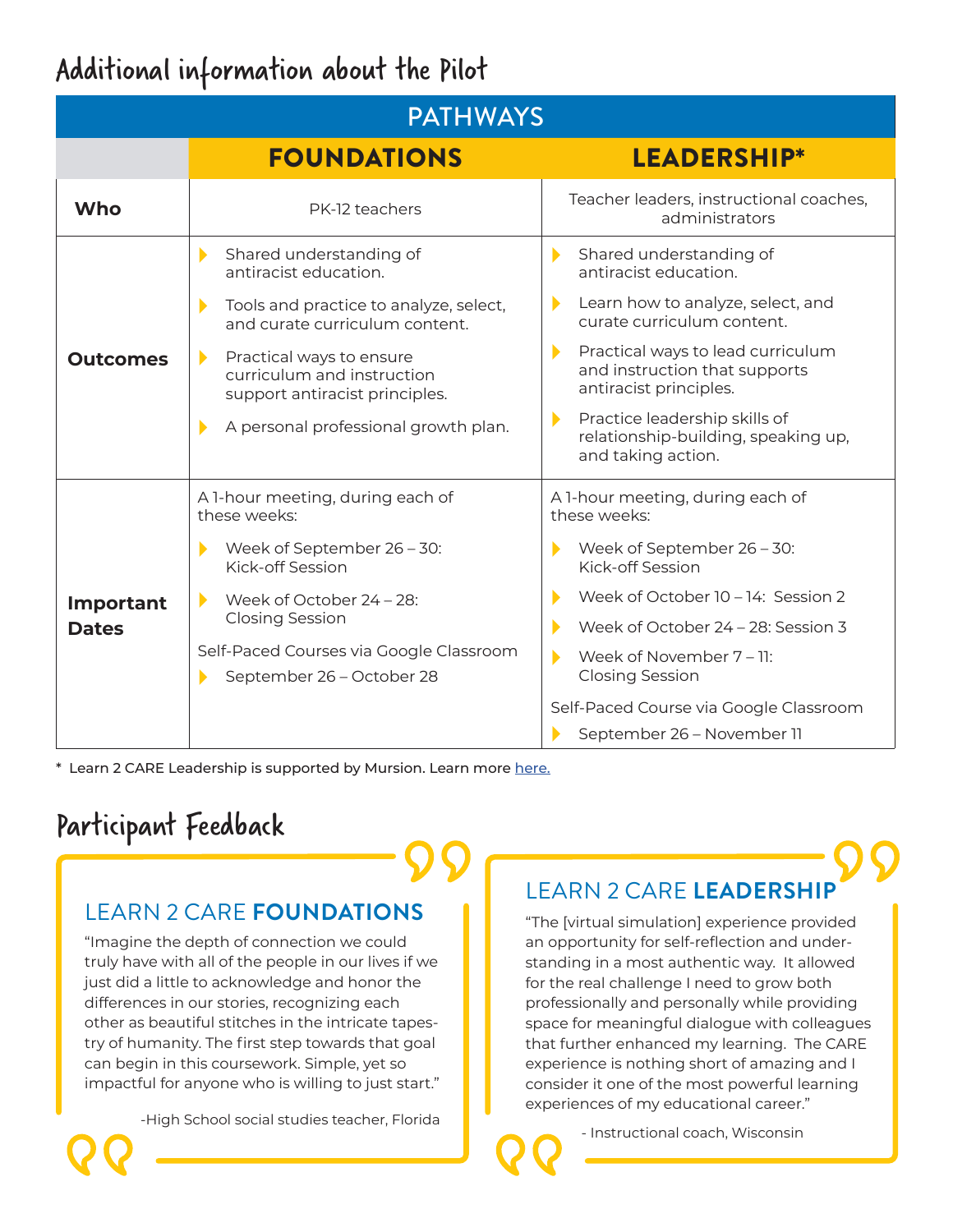## Additional information about the Pilot

| | PATHWAYS | |
|---|---|---|
| | **FOUNDATIONS** | **LEADERSHIP*** |
| **Who** | PK-12 teachers | Teacher leaders, instructional coaches, administrators |
| **Outcomes** | • Shared understanding of antiracist education.<br>• Tools and practice to analyze, select, and curate curriculum content.<br>• Practical ways to ensure curriculum and instruction support antiracist principles.<br>• A personal professional growth plan. | • Shared understanding of antiracist education.<br>• Learn how to analyze, select, and curate curriculum content.<br>• Practical ways to lead curriculum and instruction that supports antiracist principles.<br>• Practice leadership skills of relationship-building, speaking up, and taking action. |
| **Important Dates** | A 1-hour meeting, during each of these weeks:<br>• Week of September 26 – 30: Kick-off Session<br>• Week of October 24 – 28: Closing Session<br>Self-Paced Courses via Google Classroom<br>• September 26 – October 28 | A 1-hour meeting, during each of these weeks:<br>• Week of September 26 – 30: Kick-off Session<br>• Week of October 10 – 14: Session 2<br>• Week of October 24 – 28: Session 3<br>• Week of November 7 – 11: Closing Session<br>Self-Paced Course via Google Classroom<br>• September 26 – November 11 |

* Learn 2 CARE Leadership is supported by Mursion. Learn more here.

## Participant Feedback

### LEARN 2 CARE **FOUNDATIONS**

"Imagine the depth of connection we could truly have with all of the people in our lives if we just did a little to acknowledge and honor the differences in our stories, recognizing each other as beautiful stitches in the intricate tapestry of humanity. The first step towards that goal can begin in this coursework. Simple, yet so impactful for anyone who is willing to just start."

-High School social studies teacher, Florida

### LEARN 2 CARE **LEADERSHIP**

"The [virtual simulation] experience provided an opportunity for self-reflection and understanding in a most authentic way. It allowed for the real challenge I need to grow both professionally and personally while providing space for meaningful dialogue with colleagues that further enhanced my learning. The CARE experience is nothing short of amazing and I consider it one of the most powerful learning experiences of my educational career."

- Instructional coach, Wisconsin